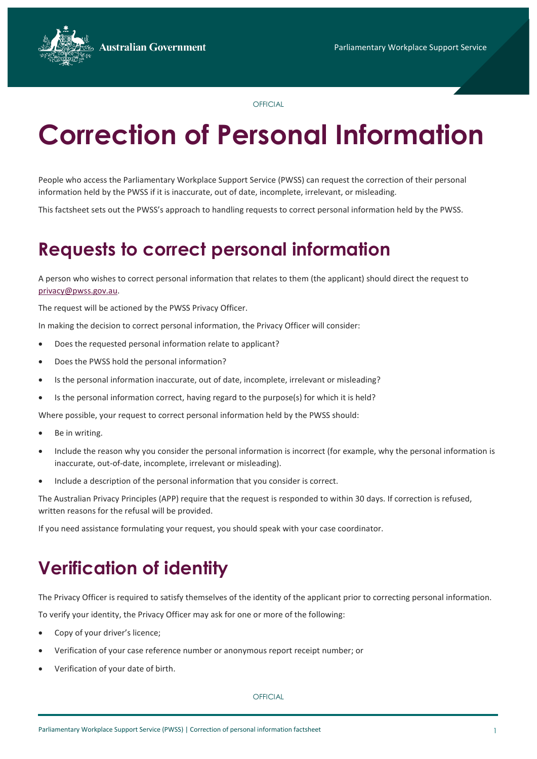OFFICIAL

# Correction of Personal Information

People who access the Parliamentary Workplace Support Service (PWSS) can request the correction of their personal information held by the PWSS if it is inaccurate, out of date, incomplete, irrelevant, or misleading.

This factsheet sets out the PWSS's approach to handling requests to correct personal information held by the PWSS.

## Requests to correct personal information

A person who wishes to correct personal information that relates to them (the applicant) should direct the request to privacy@pwss.gov.au.

The request will be actioned by the PWSS Privacy Officer.

In making the decision to correct personal information, the Privacy Officer will consider:

- Does the requested personal information relate to applicant?
- Does the PWSS hold the personal information?
- Is the personal information inaccurate, out of date, incomplete, irrelevant or misleading?
- Is the personal information correct, having regard to the purpose(s) for which it is held?

Where possible, your request to correct personal information held by the PWSS should:

- Be in writing.
- Include the reason why you consider the personal information is incorrect (for example, why the personal information is inaccurate, out-of-date, incomplete, irrelevant or misleading).
- Include a description of the personal information that you consider is correct.

The Australian Privacy Principles (APP) require that the request is responded to within 30 days. If correction is refused, written reasons for the refusal will be provided.

If you need assistance formulating your request, you should speak with your case coordinator.

## Verification of identity

The Privacy Officer is required to satisfy themselves of the identity of the applicant prior to correcting personal information.

To verify your identity, the Privacy Officer may ask for one or more of the following:

- Copy of your driver's licence;
- Verification of your case reference number or anonymous report receipt number; or
- Verification of your date of birth.

OFFICIAL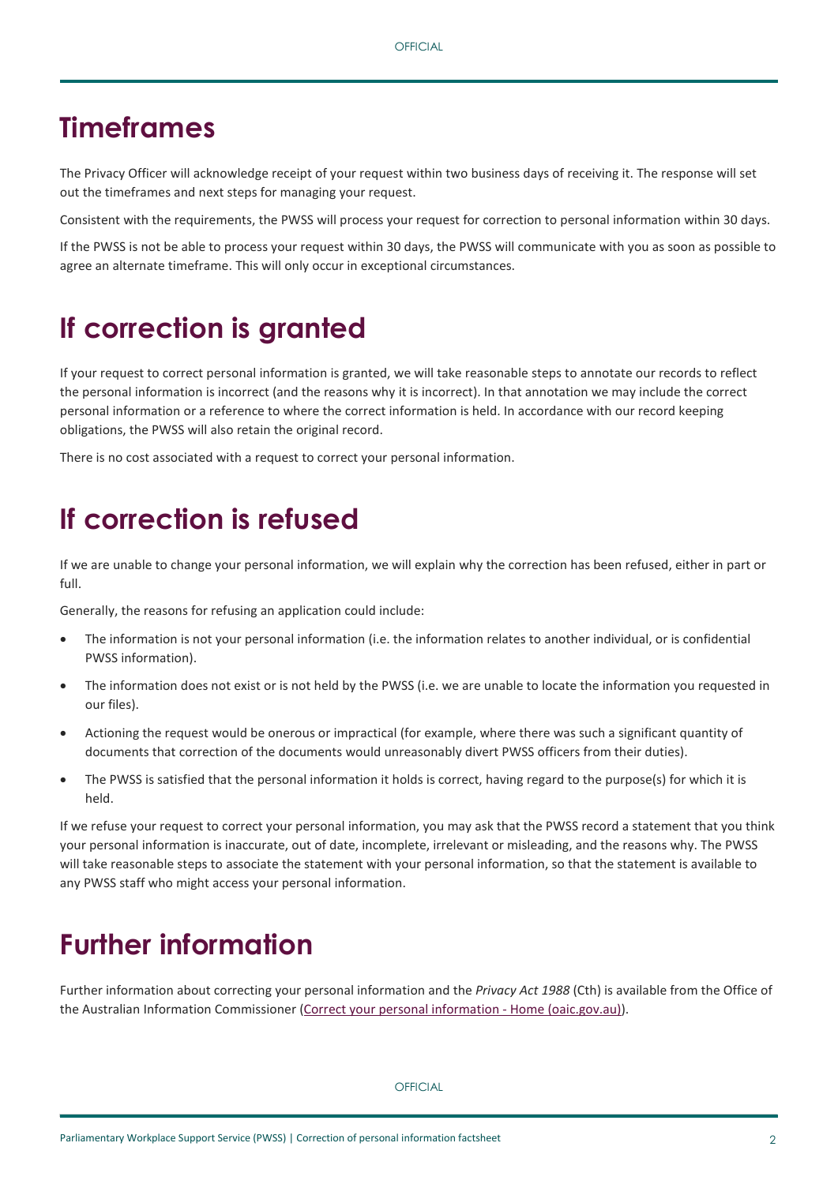# Timeframes

The Privacy Officer will acknowledge receipt of your request within two business days of receiving it. The response will set out the timeframes and next steps for managing your request.

Consistent with the requirements, the PWSS will process your request for correction to personal information within 30 days.

If the PWSS is not be able to process your request within 30 days, the PWSS will communicate with you as soon as possible to agree an alternate timeframe. This will only occur in exceptional circumstances.

# If correction is granted

If your request to correct personal information is granted, we will take reasonable steps to annotate our records to reflect the personal information is incorrect (and the reasons why it is incorrect). In that annotation we may include the correct personal information or a reference to where the correct information is held. In accordance with our record keeping obligations, the PWSS will also retain the original record.

There is no cost associated with a request to correct your personal information.

# If correction is refused

If we are unable to change your personal information, we will explain why the correction has been refused, either in part or full.

Generally, the reasons for refusing an application could include:

- The information is not your personal information (i.e. the information relates to another individual, or is confidential PWSS information).
- The information does not exist or is not held by the PWSS (i.e. we are unable to locate the information you requested in our files).
- Actioning the request would be onerous or impractical (for example, where there was such a significant quantity of documents that correction of the documents would unreasonably divert PWSS officers from their duties).
- The PWSS is satisfied that the personal information it holds is correct, having regard to the purpose(s) for which it is held.

If we refuse your request to correct your personal information, you may ask that the PWSS record a statement that you think your personal information is inaccurate, out of date, incomplete, irrelevant or misleading, and the reasons why. The PWSS will take reasonable steps to associate the statement with your personal information, so that the statement is available to any PWSS staff who might access your personal information.

# Further information

Further information about correcting your personal information and the *Privacy Act 1988* (Cth) is available from the Office of the Australian Information Commissioner (Correct your personal information - Home (oaic.gov.au)).